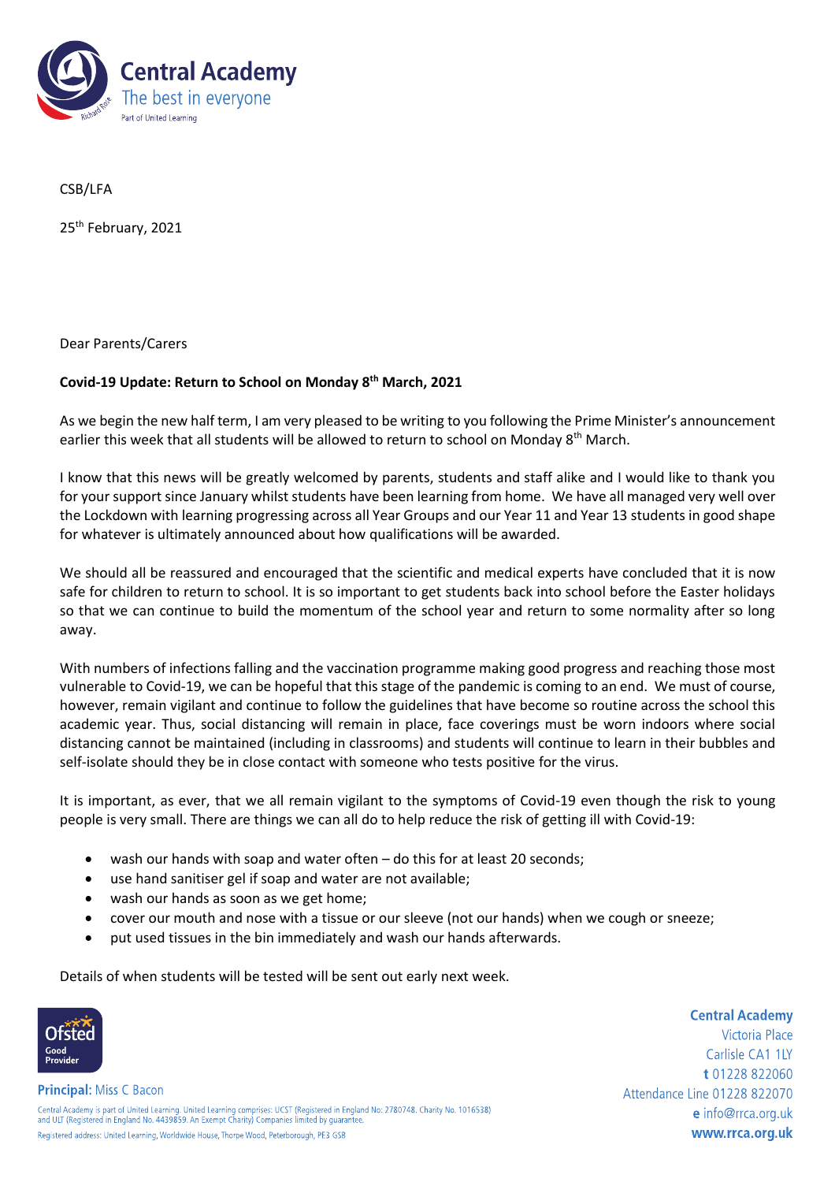Central Academy
The best in everyone
Part of United Learning

CSB/LFA

25th February, 2021

Dear Parents/Carers

**Covid-19 Update: Return to School on Monday 8th March, 2021**

As we begin the new half term, I am very pleased to be writing to you following the Prime Minister's announcement earlier this week that all students will be allowed to return to school on Monday 8th March.

I know that this news will be greatly welcomed by parents, students and staff alike and I would like to thank you for your support since January whilst students have been learning from home. We have all managed very well over the Lockdown with learning progressing across all Year Groups and our Year 11 and Year 13 students in good shape for whatever is ultimately announced about how qualifications will be awarded.

We should all be reassured and encouraged that the scientific and medical experts have concluded that it is now safe for children to return to school. It is so important to get students back into school before the Easter holidays so that we can continue to build the momentum of the school year and return to some normality after so long away.

With numbers of infections falling and the vaccination programme making good progress and reaching those most vulnerable to Covid-19, we can be hopeful that this stage of the pandemic is coming to an end. We must of course, however, remain vigilant and continue to follow the guidelines that have become so routine across the school this academic year. Thus, social distancing will remain in place, face coverings must be worn indoors where social distancing cannot be maintained (including in classrooms) and students will continue to learn in their bubbles and self-isolate should they be in close contact with someone who tests positive for the virus.

It is important, as ever, that we all remain vigilant to the symptoms of Covid-19 even though the risk to young people is very small. There are things we can all do to help reduce the risk of getting ill with Covid-19:

- wash our hands with soap and water often – do this for at least 20 seconds;
- use hand sanitiser gel if soap and water are not available;
- wash our hands as soon as we get home;
- cover our mouth and nose with a tissue or our sleeve (not our hands) when we cough or sneeze;
- put used tissues in the bin immediately and wash our hands afterwards.

Details of when students will be tested will be sent out early next week.

Ofsted Good Provider

**Principal:** Miss C Bacon

**Central Academy**
Victoria Place
Carlisle CA1 1LY
**t** 01228 822060
Attendance Line 01228 822070
**e** info@rrca.org.uk
**www.rrca.org.uk**

Central Academy is part of United Learning. United Learning comprises: UCST (Registered in England No: 2780748. Charity No. 1016538) and ULT (Registered in England No. 4439859. An Exempt Charity) Companies limited by guarantee.
Registered address: United Learning, Worldwide House, Thorpe Wood, Peterborough, PE3 6SB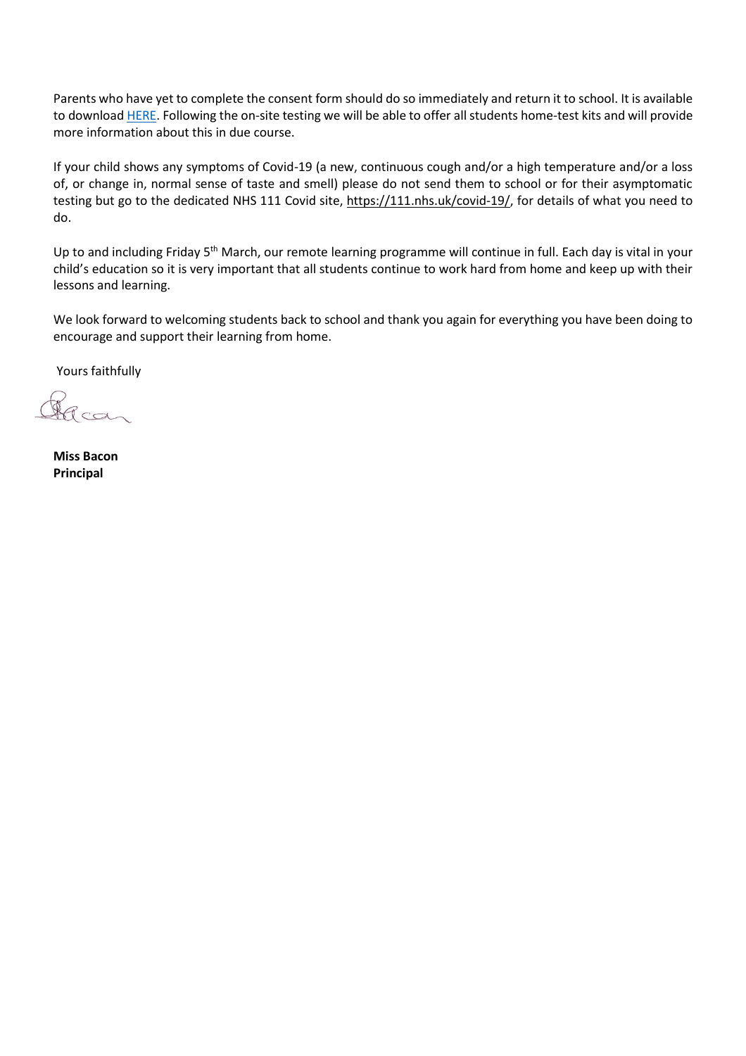Parents who have yet to complete the consent form should do so immediately and return it to school. It is available to download HERE. Following the on-site testing we will be able to offer all students home-test kits and will provide more information about this in due course.

If your child shows any symptoms of Covid-19 (a new, continuous cough and/or a high temperature and/or a loss of, or change in, normal sense of taste and smell) please do not send them to school or for their asymptomatic testing but go to the dedicated NHS 111 Covid site, https://111.nhs.uk/covid-19/, for details of what you need to do.

Up to and including Friday 5th March, our remote learning programme will continue in full. Each day is vital in your child's education so it is very important that all students continue to work hard from home and keep up with their lessons and learning.

We look forward to welcoming students back to school and thank you again for everything you have been doing to encourage and support their learning from home.

Yours faithfully

**Miss Bacon**
**Principal**